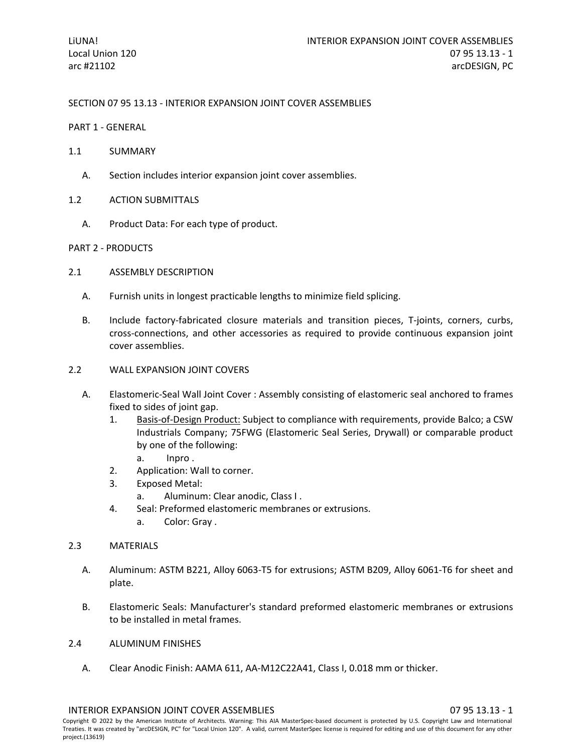# SECTION 07 95 13.13 - INTERIOR EXPANSION JOINT COVER ASSEMBLIES

## PART 1 - GENERAL

### 1.1 SUMMARY

A. Section includes interior expansion joint cover assemblies.

### 1.2 ACTION SUBMITTALS

A. Product Data: For each type of product.

## PART 2 - PRODUCTS

### 2.1 ASSEMBLY DESCRIPTION

A. Furnish units in longest practicable lengths to minimize field splicing.

B. Include factory-fabricated closure materials and transition pieces, T-joints, corners, curbs, cross-connections, and other accessories as required to provide continuous expansion joint cover assemblies.

### 2.2 WALL EXPANSION JOINT COVERS

A. Elastomeric-Seal Wall Joint Cover : Assembly consisting of elastomeric seal anchored to frames fixed to sides of joint gap.
   1. Basis-of-Design Product: Subject to compliance with requirements, provide Balco; a CSW Industrials Company; 75FWG (Elastomeric Seal Series, Drywall) or comparable product by one of the following:
      a. Inpro .
   2. Application: Wall to corner.
   3. Exposed Metal:
      a. Aluminum: Clear anodic, Class I .
   4. Seal: Preformed elastomeric membranes or extrusions.
      a. Color: Gray .

### 2.3 MATERIALS

A. Aluminum: ASTM B221, Alloy 6063-T5 for extrusions; ASTM B209, Alloy 6061-T6 for sheet and plate.

B. Elastomeric Seals: Manufacturer's standard preformed elastomeric membranes or extrusions to be installed in metal frames.

### 2.4 ALUMINUM FINISHES

A. Clear Anodic Finish: AAMA 611, AA-M12C22A41, Class I, 0.018 mm or thicker.

Copyright © 2022 by the American Institute of Architects. Warning: This AIA MasterSpec-based document is protected by U.S. Copyright Law and International Treaties. It was created by "arcDESIGN, PC" for "Local Union 120". A valid, current MasterSpec license is required for editing and use of this document for any other project.(13619)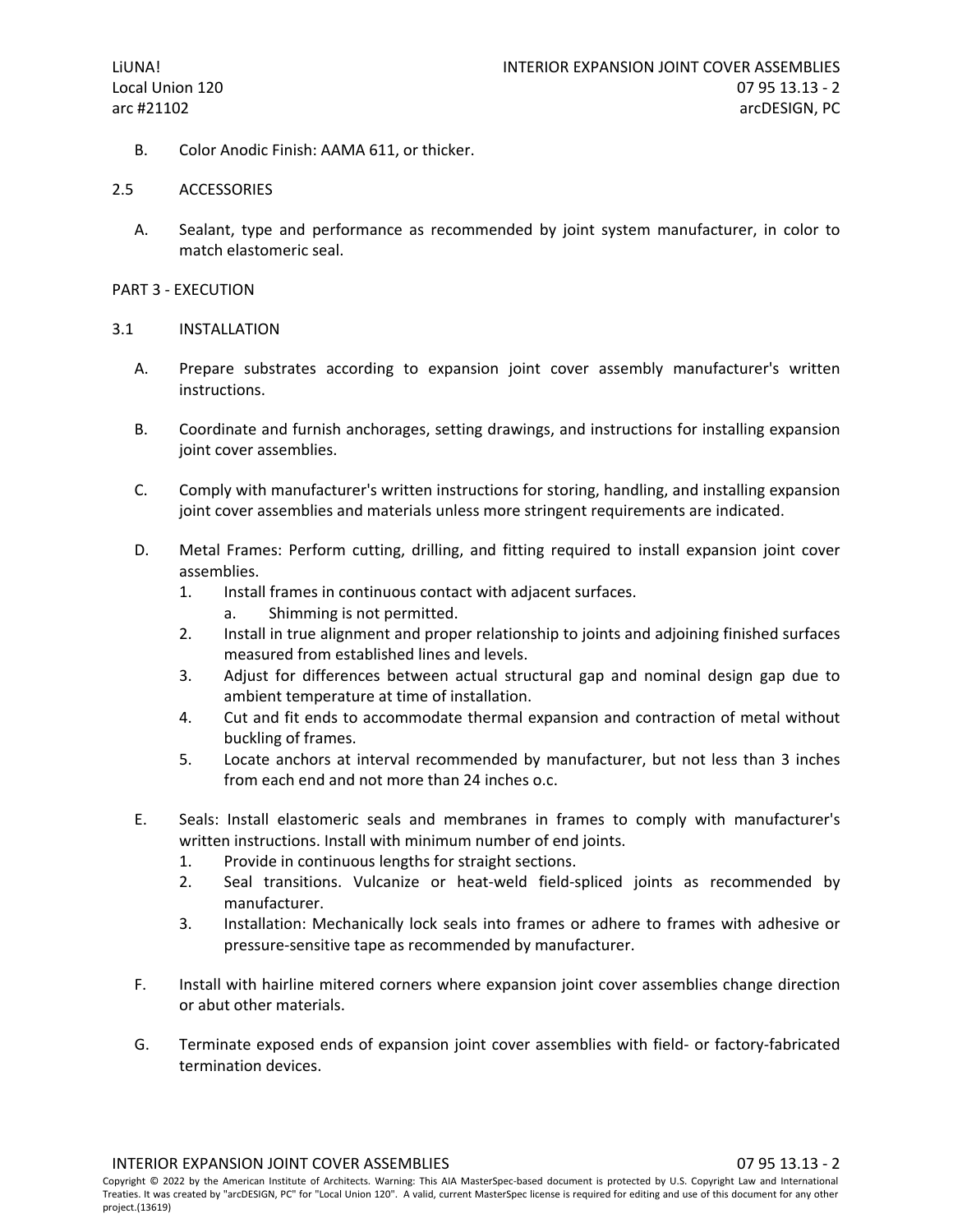B. Color Anodic Finish: AAMA 611, or thicker.

## 2.5 ACCESSORIES

A. Sealant, type and performance as recommended by joint system manufacturer, in color to match elastomeric seal.

# PART 3 - EXECUTION

## 3.1 INSTALLATION

A. Prepare substrates according to expansion joint cover assembly manufacturer's written instructions.

B. Coordinate and furnish anchorages, setting drawings, and instructions for installing expansion joint cover assemblies.

C. Comply with manufacturer's written instructions for storing, handling, and installing expansion joint cover assemblies and materials unless more stringent requirements are indicated.

D. Metal Frames: Perform cutting, drilling, and fitting required to install expansion joint cover assemblies.
   1. Install frames in continuous contact with adjacent surfaces.
      a. Shimming is not permitted.
   2. Install in true alignment and proper relationship to joints and adjoining finished surfaces measured from established lines and levels.
   3. Adjust for differences between actual structural gap and nominal design gap due to ambient temperature at time of installation.
   4. Cut and fit ends to accommodate thermal expansion and contraction of metal without buckling of frames.
   5. Locate anchors at interval recommended by manufacturer, but not less than 3 inches from each end and not more than 24 inches o.c.

E. Seals: Install elastomeric seals and membranes in frames to comply with manufacturer's written instructions. Install with minimum number of end joints.
   1. Provide in continuous lengths for straight sections.
   2. Seal transitions. Vulcanize or heat-weld field-spliced joints as recommended by manufacturer.
   3. Installation: Mechanically lock seals into frames or adhere to frames with adhesive or pressure-sensitive tape as recommended by manufacturer.

F. Install with hairline mitered corners where expansion joint cover assemblies change direction or abut other materials.

G. Terminate exposed ends of expansion joint cover assemblies with field- or factory-fabricated termination devices.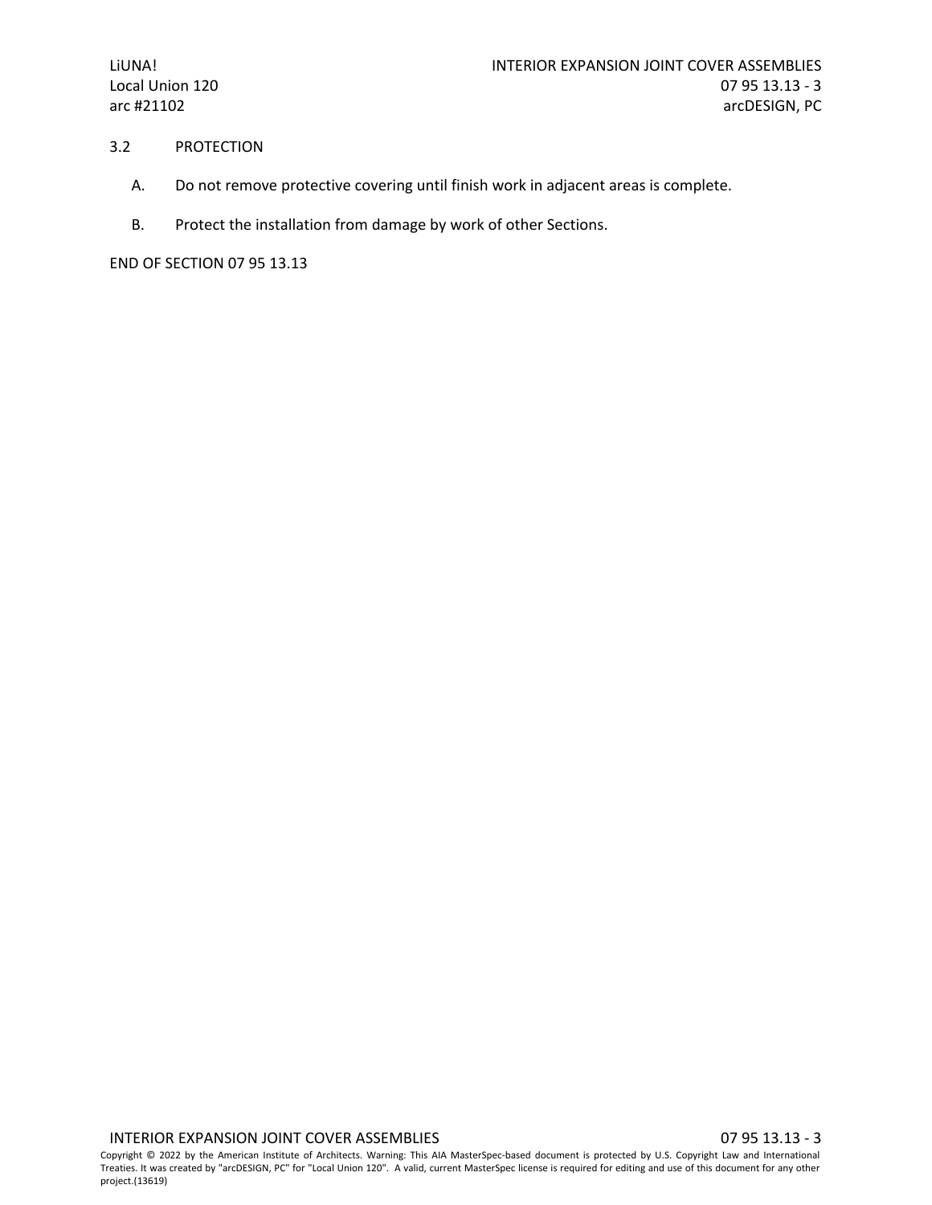## 3.2 PROTECTION

A. Do not remove protective covering until finish work in adjacent areas is complete.

B. Protect the installation from damage by work of other Sections.

END OF SECTION 07 95 13.13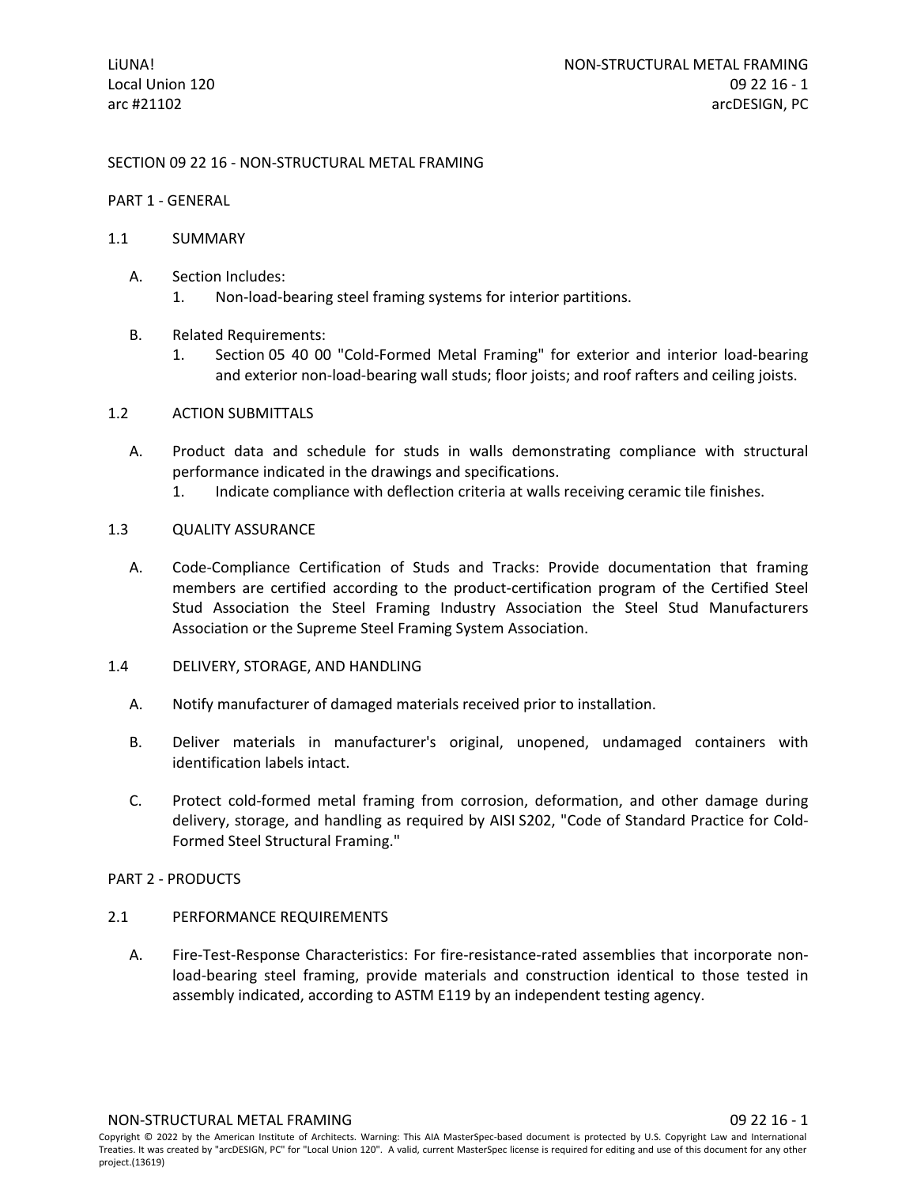# SECTION 09 22 16 - NON-STRUCTURAL METAL FRAMING

## PART 1 - GENERAL

### 1.1 SUMMARY

A. Section Includes:
   1. Non-load-bearing steel framing systems for interior partitions.

B. Related Requirements:
   1. Section 05 40 00 "Cold-Formed Metal Framing" for exterior and interior load-bearing and exterior non-load-bearing wall studs; floor joists; and roof rafters and ceiling joists.

### 1.2 ACTION SUBMITTALS

A. Product data and schedule for studs in walls demonstrating compliance with structural performance indicated in the drawings and specifications.
   1. Indicate compliance with deflection criteria at walls receiving ceramic tile finishes.

### 1.3 QUALITY ASSURANCE

A. Code-Compliance Certification of Studs and Tracks: Provide documentation that framing members are certified according to the product-certification program of the Certified Steel Stud Association the Steel Framing Industry Association the Steel Stud Manufacturers Association or the Supreme Steel Framing System Association.

### 1.4 DELIVERY, STORAGE, AND HANDLING

A. Notify manufacturer of damaged materials received prior to installation.

B. Deliver materials in manufacturer's original, unopened, undamaged containers with identification labels intact.

C. Protect cold-formed metal framing from corrosion, deformation, and other damage during delivery, storage, and handling as required by AISI S202, "Code of Standard Practice for Cold-Formed Steel Structural Framing."

## PART 2 - PRODUCTS

### 2.1 PERFORMANCE REQUIREMENTS

A. Fire-Test-Response Characteristics: For fire-resistance-rated assemblies that incorporate non-load-bearing steel framing, provide materials and construction identical to those tested in assembly indicated, according to ASTM E119 by an independent testing agency.

Copyright © 2022 by the American Institute of Architects. Warning: This AIA MasterSpec-based document is protected by U.S. Copyright Law and International Treaties. It was created by "arcDESIGN, PC" for "Local Union 120". A valid, current MasterSpec license is required for editing and use of this document for any other project.(13619)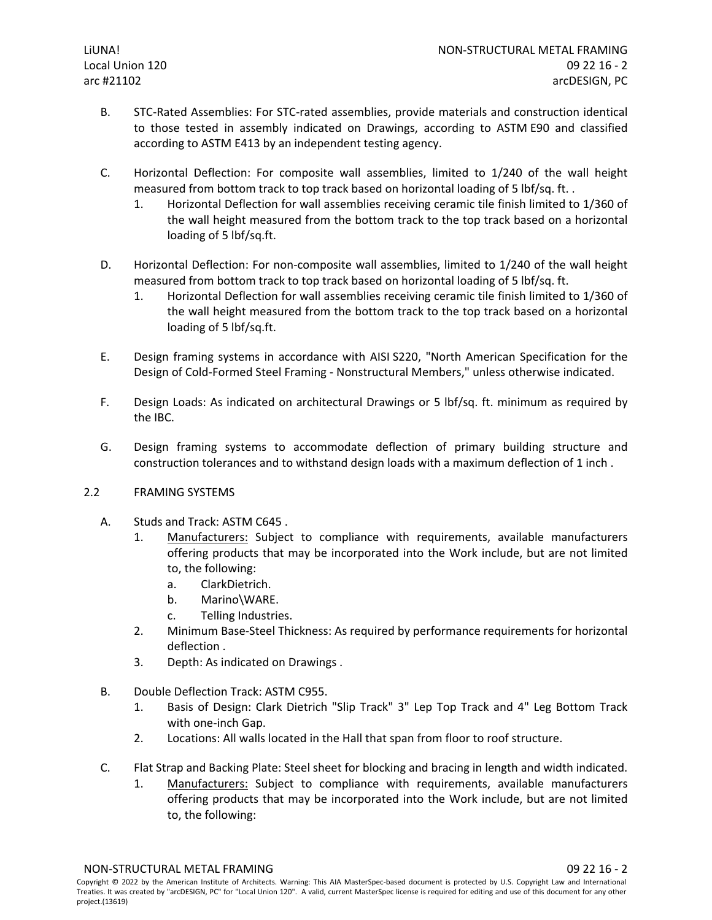B. STC-Rated Assemblies: For STC-rated assemblies, provide materials and construction identical to those tested in assembly indicated on Drawings, according to ASTM E90 and classified according to ASTM E413 by an independent testing agency.

C. Horizontal Deflection: For composite wall assemblies, limited to 1/240 of the wall height measured from bottom track to top track based on horizontal loading of 5 lbf/sq. ft. .
   1. Horizontal Deflection for wall assemblies receiving ceramic tile finish limited to 1/360 of the wall height measured from the bottom track to the top track based on a horizontal loading of 5 lbf/sq.ft.

D. Horizontal Deflection: For non-composite wall assemblies, limited to 1/240 of the wall height measured from bottom track to top track based on horizontal loading of 5 lbf/sq. ft.
   1. Horizontal Deflection for wall assemblies receiving ceramic tile finish limited to 1/360 of the wall height measured from the bottom track to the top track based on a horizontal loading of 5 lbf/sq.ft.

E. Design framing systems in accordance with AISI S220, "North American Specification for the Design of Cold-Formed Steel Framing - Nonstructural Members," unless otherwise indicated.

F. Design Loads: As indicated on architectural Drawings or 5 lbf/sq. ft. minimum as required by the IBC.

G. Design framing systems to accommodate deflection of primary building structure and construction tolerances and to withstand design loads with a maximum deflection of 1 inch .

## 2.2 FRAMING SYSTEMS

A. Studs and Track: ASTM C645 .
   1. Manufacturers: Subject to compliance with requirements, available manufacturers offering products that may be incorporated into the Work include, but are not limited to, the following:
      a. ClarkDietrich.
      b. Marino\WARE.
      c. Telling Industries.
   2. Minimum Base-Steel Thickness: As required by performance requirements for horizontal deflection .
   3. Depth: As indicated on Drawings .

B. Double Deflection Track: ASTM C955.
   1. Basis of Design: Clark Dietrich "Slip Track" 3" Lep Top Track and 4" Leg Bottom Track with one-inch Gap.
   2. Locations: All walls located in the Hall that span from floor to roof structure.

C. Flat Strap and Backing Plate: Steel sheet for blocking and bracing in length and width indicated.
   1. Manufacturers: Subject to compliance with requirements, available manufacturers offering products that may be incorporated into the Work include, but are not limited to, the following: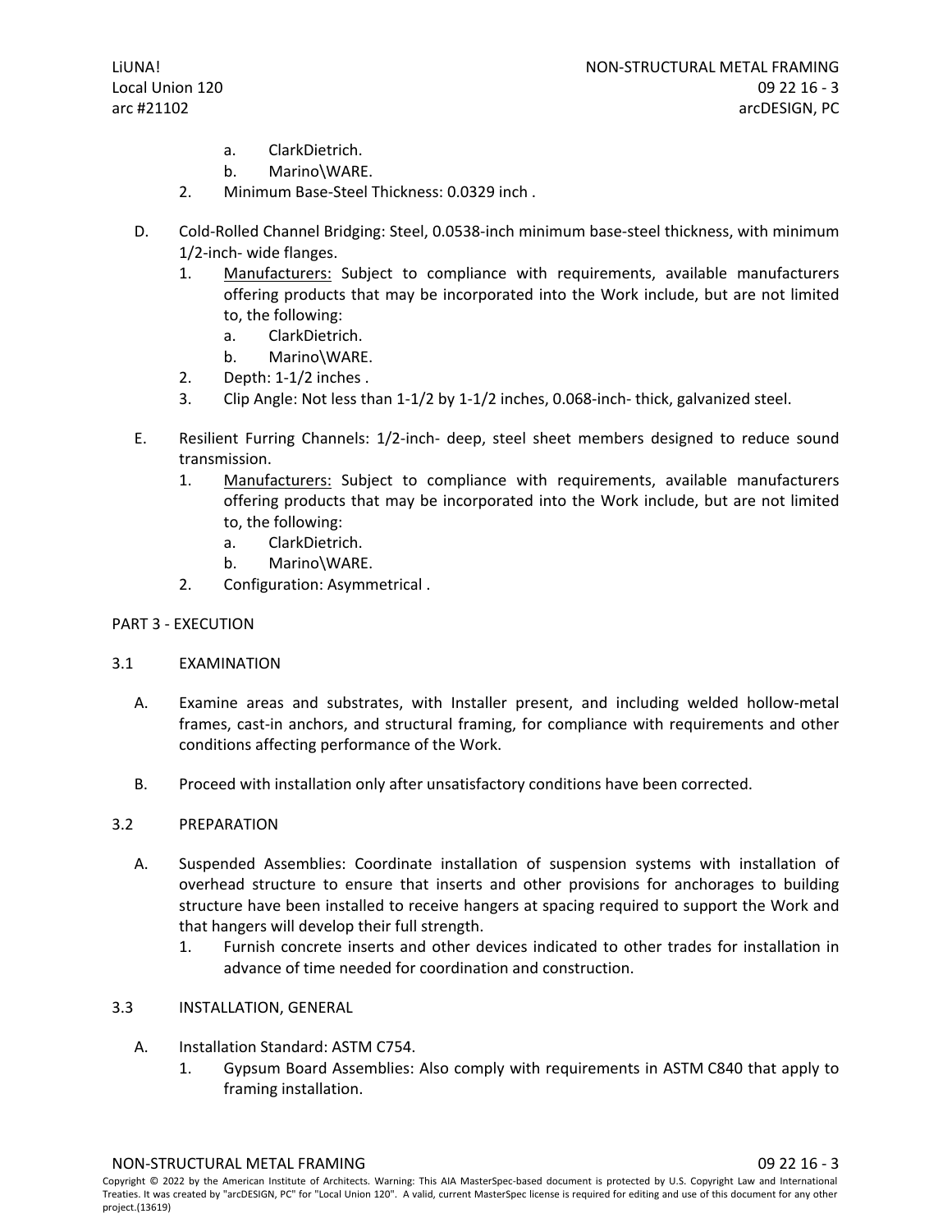a. ClarkDietrich.
b. Marino\WARE.

2. Minimum Base-Steel Thickness: 0.0329 inch .

D. Cold-Rolled Channel Bridging: Steel, 0.0538-inch minimum base-steel thickness, with minimum 1/2-inch- wide flanges.

1. Manufacturers: Subject to compliance with requirements, available manufacturers offering products that may be incorporated into the Work include, but are not limited to, the following:
   a. ClarkDietrich.
   b. Marino\WARE.
2. Depth: 1-1/2 inches .
3. Clip Angle: Not less than 1-1/2 by 1-1/2 inches, 0.068-inch- thick, galvanized steel.

E. Resilient Furring Channels: 1/2-inch- deep, steel sheet members designed to reduce sound transmission.

1. Manufacturers: Subject to compliance with requirements, available manufacturers offering products that may be incorporated into the Work include, but are not limited to, the following:
   a. ClarkDietrich.
   b. Marino\WARE.
2. Configuration: Asymmetrical .

## PART 3 - EXECUTION

### 3.1 EXAMINATION

A. Examine areas and substrates, with Installer present, and including welded hollow-metal frames, cast-in anchors, and structural framing, for compliance with requirements and other conditions affecting performance of the Work.

B. Proceed with installation only after unsatisfactory conditions have been corrected.

### 3.2 PREPARATION

A. Suspended Assemblies: Coordinate installation of suspension systems with installation of overhead structure to ensure that inserts and other provisions for anchorages to building structure have been installed to receive hangers at spacing required to support the Work and that hangers will develop their full strength.

1. Furnish concrete inserts and other devices indicated to other trades for installation in advance of time needed for coordination and construction.

### 3.3 INSTALLATION, GENERAL

A. Installation Standard: ASTM C754.

1. Gypsum Board Assemblies: Also comply with requirements in ASTM C840 that apply to framing installation.

Copyright © 2022 by the American Institute of Architects. Warning: This AIA MasterSpec-based document is protected by U.S. Copyright Law and International Treaties. It was created by "arcDESIGN, PC" for "Local Union 120". A valid, current MasterSpec license is required for editing and use of this document for any other project.(13619)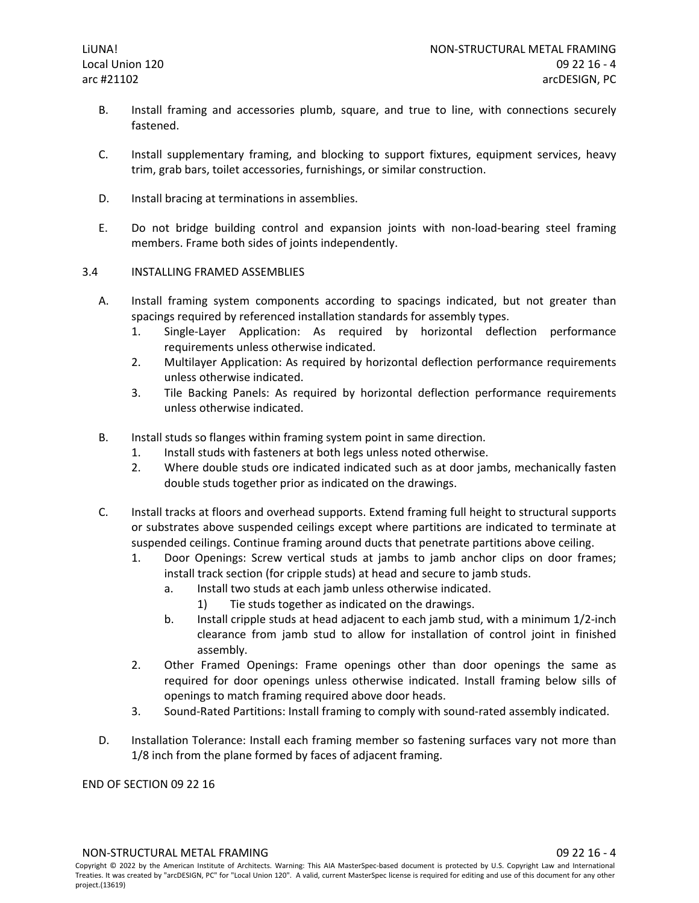B. Install framing and accessories plumb, square, and true to line, with connections securely fastened.

C. Install supplementary framing, and blocking to support fixtures, equipment services, heavy trim, grab bars, toilet accessories, furnishings, or similar construction.

D. Install bracing at terminations in assemblies.

E. Do not bridge building control and expansion joints with non-load-bearing steel framing members. Frame both sides of joints independently.

## 3.4 INSTALLING FRAMED ASSEMBLIES

A. Install framing system components according to spacings indicated, but not greater than spacings required by referenced installation standards for assembly types.
   1. Single-Layer Application: As required by horizontal deflection performance requirements unless otherwise indicated.
   2. Multilayer Application: As required by horizontal deflection performance requirements unless otherwise indicated.
   3. Tile Backing Panels: As required by horizontal deflection performance requirements unless otherwise indicated.

B. Install studs so flanges within framing system point in same direction.
   1. Install studs with fasteners at both legs unless noted otherwise.
   2. Where double studs ore indicated indicated such as at door jambs, mechanically fasten double studs together prior as indicated on the drawings.

C. Install tracks at floors and overhead supports. Extend framing full height to structural supports or substrates above suspended ceilings except where partitions are indicated to terminate at suspended ceilings. Continue framing around ducts that penetrate partitions above ceiling.
   1. Door Openings: Screw vertical studs at jambs to jamb anchor clips on door frames; install track section (for cripple studs) at head and secure to jamb studs.
      a. Install two studs at each jamb unless otherwise indicated.
         1) Tie studs together as indicated on the drawings.
      b. Install cripple studs at head adjacent to each jamb stud, with a minimum 1/2-inch clearance from jamb stud to allow for installation of control joint in finished assembly.
   2. Other Framed Openings: Frame openings other than door openings the same as required for door openings unless otherwise indicated. Install framing below sills of openings to match framing required above door heads.
   3. Sound-Rated Partitions: Install framing to comply with sound-rated assembly indicated.

D. Installation Tolerance: Install each framing member so fastening surfaces vary not more than 1/8 inch from the plane formed by faces of adjacent framing.

END OF SECTION 09 22 16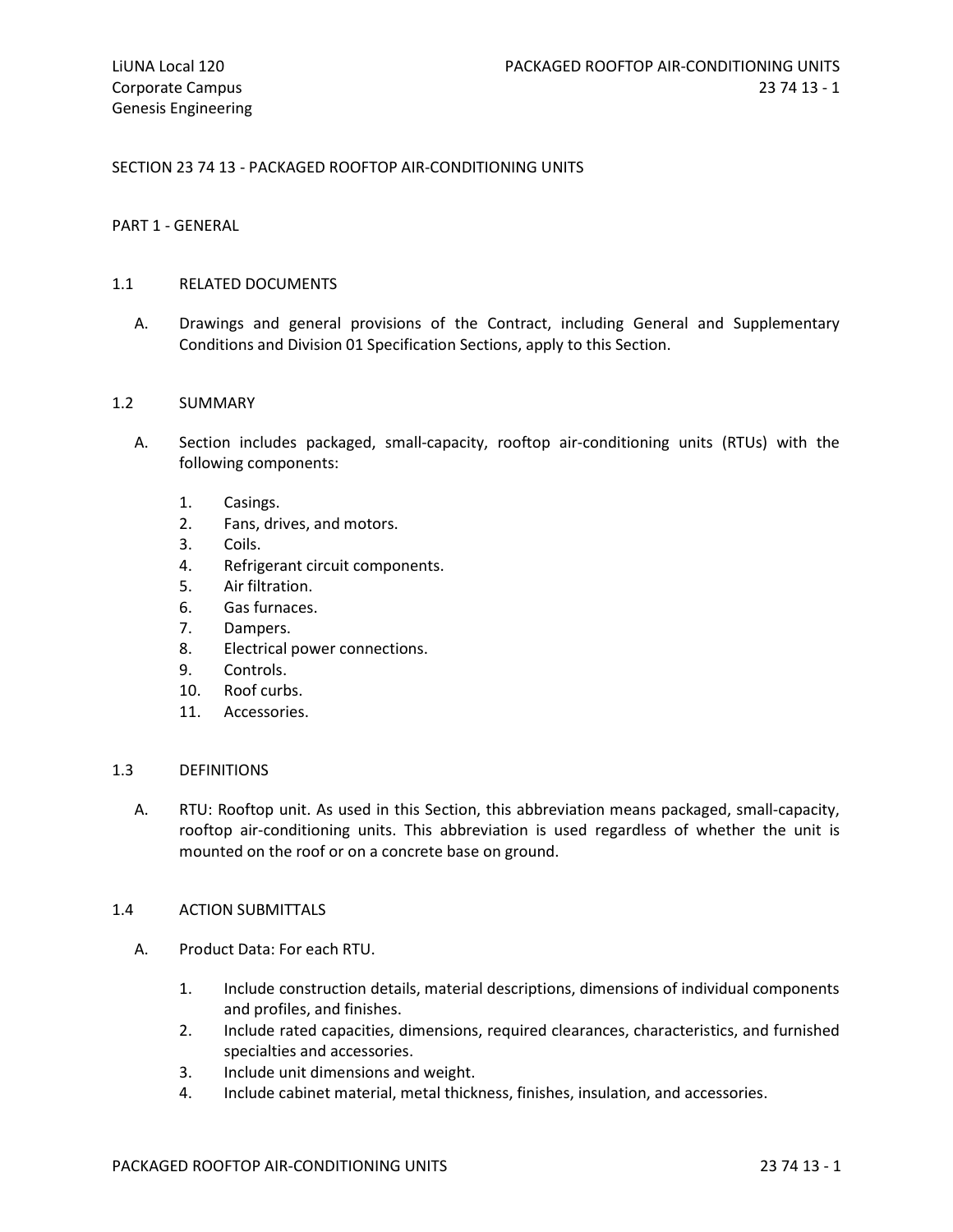# SECTION 23 74 13 - PACKAGED ROOFTOP AIR-CONDITIONING UNITS

## PART 1 - GENERAL

### 1.1 RELATED DOCUMENTS

A. Drawings and general provisions of the Contract, including General and Supplementary Conditions and Division 01 Specification Sections, apply to this Section.

### 1.2 SUMMARY

A. Section includes packaged, small-capacity, rooftop air-conditioning units (RTUs) with the following components:

1. Casings.
2. Fans, drives, and motors.
3. Coils.
4. Refrigerant circuit components.
5. Air filtration.
6. Gas furnaces.
7. Dampers.
8. Electrical power connections.
9. Controls.
10. Roof curbs.
11. Accessories.

### 1.3 DEFINITIONS

A. RTU: Rooftop unit. As used in this Section, this abbreviation means packaged, small-capacity, rooftop air-conditioning units. This abbreviation is used regardless of whether the unit is mounted on the roof or on a concrete base on ground.

### 1.4 ACTION SUBMITTALS

A. Product Data: For each RTU.

1. Include construction details, material descriptions, dimensions of individual components and profiles, and finishes.
2. Include rated capacities, dimensions, required clearances, characteristics, and furnished specialties and accessories.
3. Include unit dimensions and weight.
4. Include cabinet material, metal thickness, finishes, insulation, and accessories.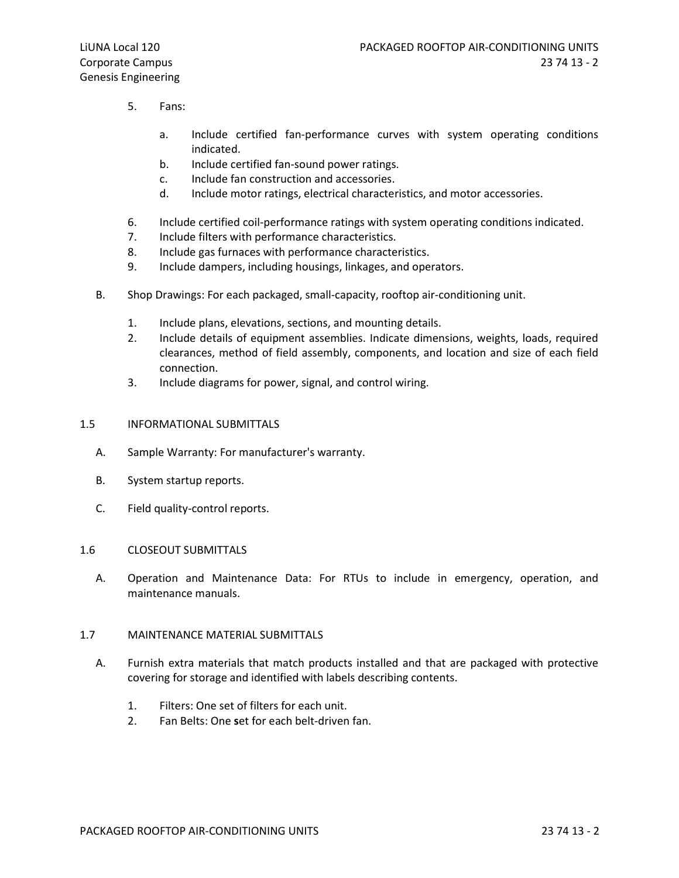5. Fans:

    a. Include certified fan-performance curves with system operating conditions indicated.
    b. Include certified fan-sound power ratings.
    c. Include fan construction and accessories.
    d. Include motor ratings, electrical characteristics, and motor accessories.

6. Include certified coil-performance ratings with system operating conditions indicated.
7. Include filters with performance characteristics.
8. Include gas furnaces with performance characteristics.
9. Include dampers, including housings, linkages, and operators.

B. Shop Drawings: For each packaged, small-capacity, rooftop air-conditioning unit.

1. Include plans, elevations, sections, and mounting details.
2. Include details of equipment assemblies. Indicate dimensions, weights, loads, required clearances, method of field assembly, components, and location and size of each field connection.
3. Include diagrams for power, signal, and control wiring.

## 1.5 INFORMATIONAL SUBMITTALS

A. Sample Warranty: For manufacturer's warranty.

B. System startup reports.

C. Field quality-control reports.

## 1.6 CLOSEOUT SUBMITTALS

A. Operation and Maintenance Data: For RTUs to include in emergency, operation, and maintenance manuals.

## 1.7 MAINTENANCE MATERIAL SUBMITTALS

A. Furnish extra materials that match products installed and that are packaged with protective covering for storage and identified with labels describing contents.

1. Filters: One set of filters for each unit.
2. Fan Belts: One set for each belt-driven fan.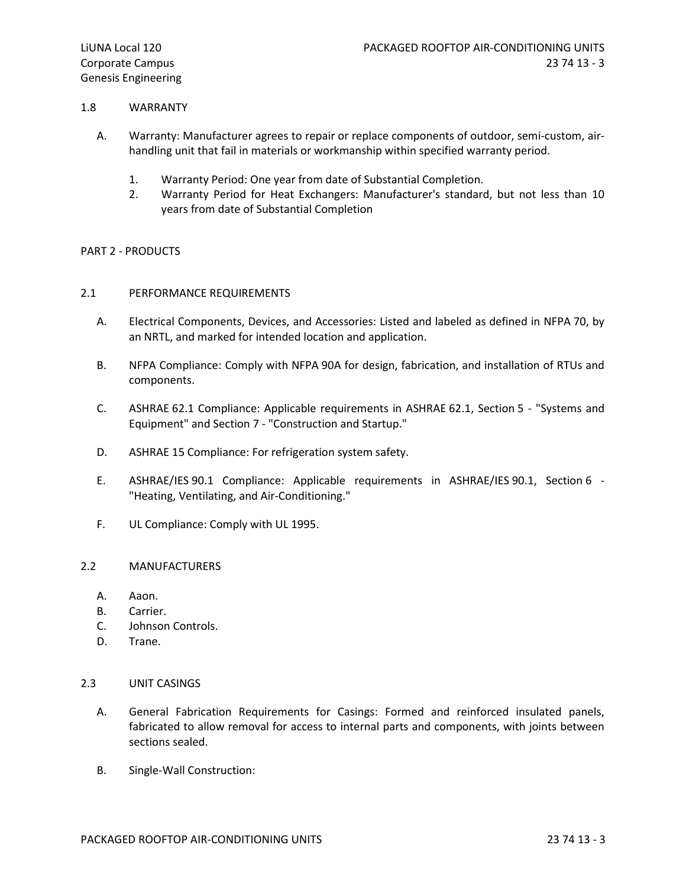### 1.8 WARRANTY

A. Warranty: Manufacturer agrees to repair or replace components of outdoor, semi-custom, air-handling unit that fail in materials or workmanship within specified warranty period.

1. Warranty Period: One year from date of Substantial Completion.
2. Warranty Period for Heat Exchangers: Manufacturer's standard, but not less than 10 years from date of Substantial Completion

## PART 2 - PRODUCTS

### 2.1 PERFORMANCE REQUIREMENTS

A. Electrical Components, Devices, and Accessories: Listed and labeled as defined in NFPA 70, by an NRTL, and marked for intended location and application.

B. NFPA Compliance: Comply with NFPA 90A for design, fabrication, and installation of RTUs and components.

C. ASHRAE 62.1 Compliance: Applicable requirements in ASHRAE 62.1, Section 5 - "Systems and Equipment" and Section 7 - "Construction and Startup."

D. ASHRAE 15 Compliance: For refrigeration system safety.

E. ASHRAE/IES 90.1 Compliance: Applicable requirements in ASHRAE/IES 90.1, Section 6 - "Heating, Ventilating, and Air-Conditioning."

F. UL Compliance: Comply with UL 1995.

### 2.2 MANUFACTURERS

A. Aaon.
B. Carrier.
C. Johnson Controls.
D. Trane.

### 2.3 UNIT CASINGS

A. General Fabrication Requirements for Casings: Formed and reinforced insulated panels, fabricated to allow removal for access to internal parts and components, with joints between sections sealed.

B. Single-Wall Construction: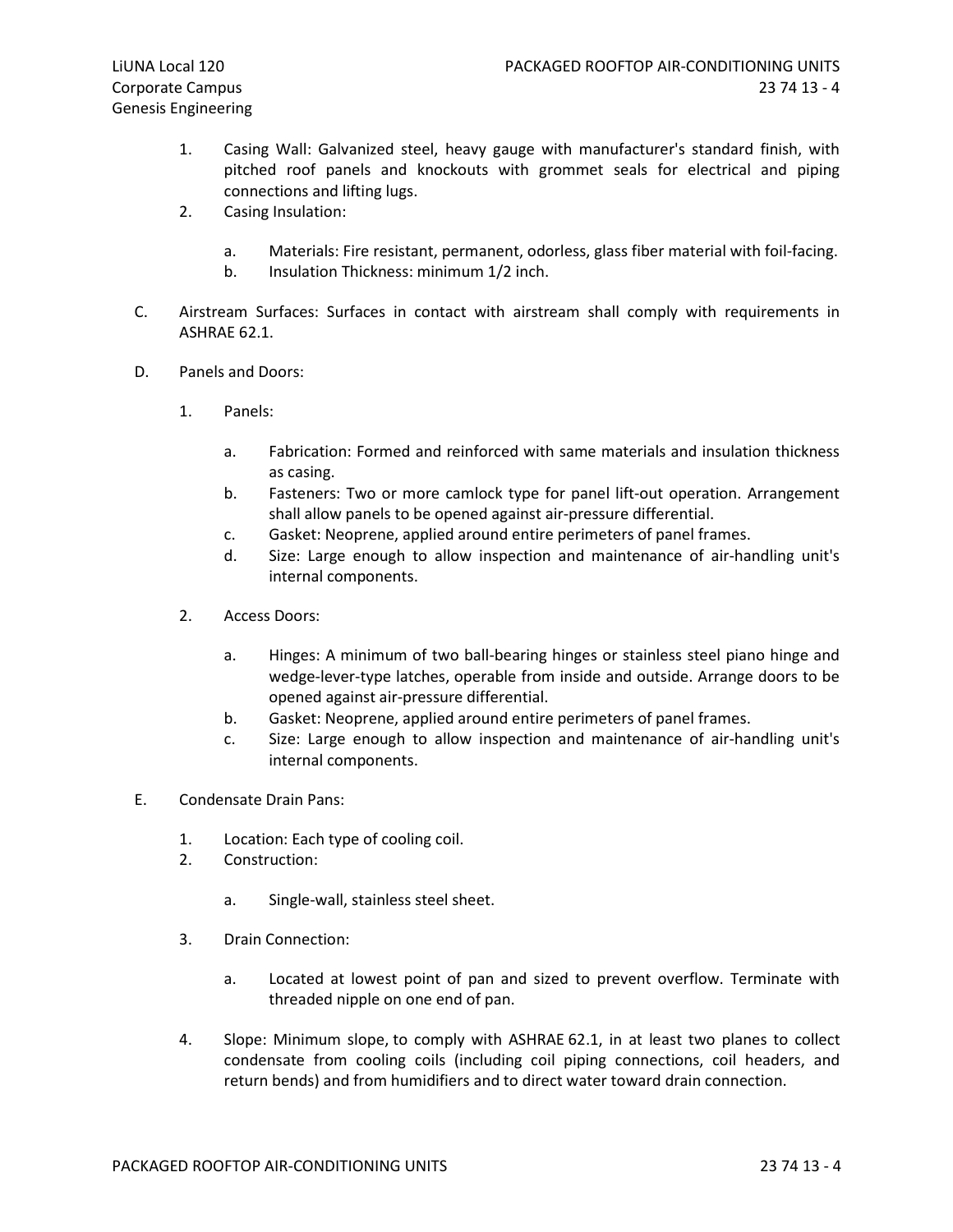1. Casing Wall: Galvanized steel, heavy gauge with manufacturer's standard finish, with pitched roof panels and knockouts with grommet seals for electrical and piping connections and lifting lugs.
2. Casing Insulation:
    a. Materials: Fire resistant, permanent, odorless, glass fiber material with foil-facing.
    b. Insulation Thickness: minimum 1/2 inch.

C. Airstream Surfaces: Surfaces in contact with airstream shall comply with requirements in ASHRAE 62.1.

D. Panels and Doors:

1. Panels:
    a. Fabrication: Formed and reinforced with same materials and insulation thickness as casing.
    b. Fasteners: Two or more camlock type for panel lift-out operation. Arrangement shall allow panels to be opened against air-pressure differential.
    c. Gasket: Neoprene, applied around entire perimeters of panel frames.
    d. Size: Large enough to allow inspection and maintenance of air-handling unit's internal components.

2. Access Doors:
    a. Hinges: A minimum of two ball-bearing hinges or stainless steel piano hinge and wedge-lever-type latches, operable from inside and outside. Arrange doors to be opened against air-pressure differential.
    b. Gasket: Neoprene, applied around entire perimeters of panel frames.
    c. Size: Large enough to allow inspection and maintenance of air-handling unit's internal components.

E. Condensate Drain Pans:

1. Location: Each type of cooling coil.
2. Construction:
    a. Single-wall, stainless steel sheet.
3. Drain Connection:
    a. Located at lowest point of pan and sized to prevent overflow. Terminate with threaded nipple on one end of pan.
4. Slope: Minimum slope, to comply with ASHRAE 62.1, in at least two planes to collect condensate from cooling coils (including coil piping connections, coil headers, and return bends) and from humidifiers and to direct water toward drain connection.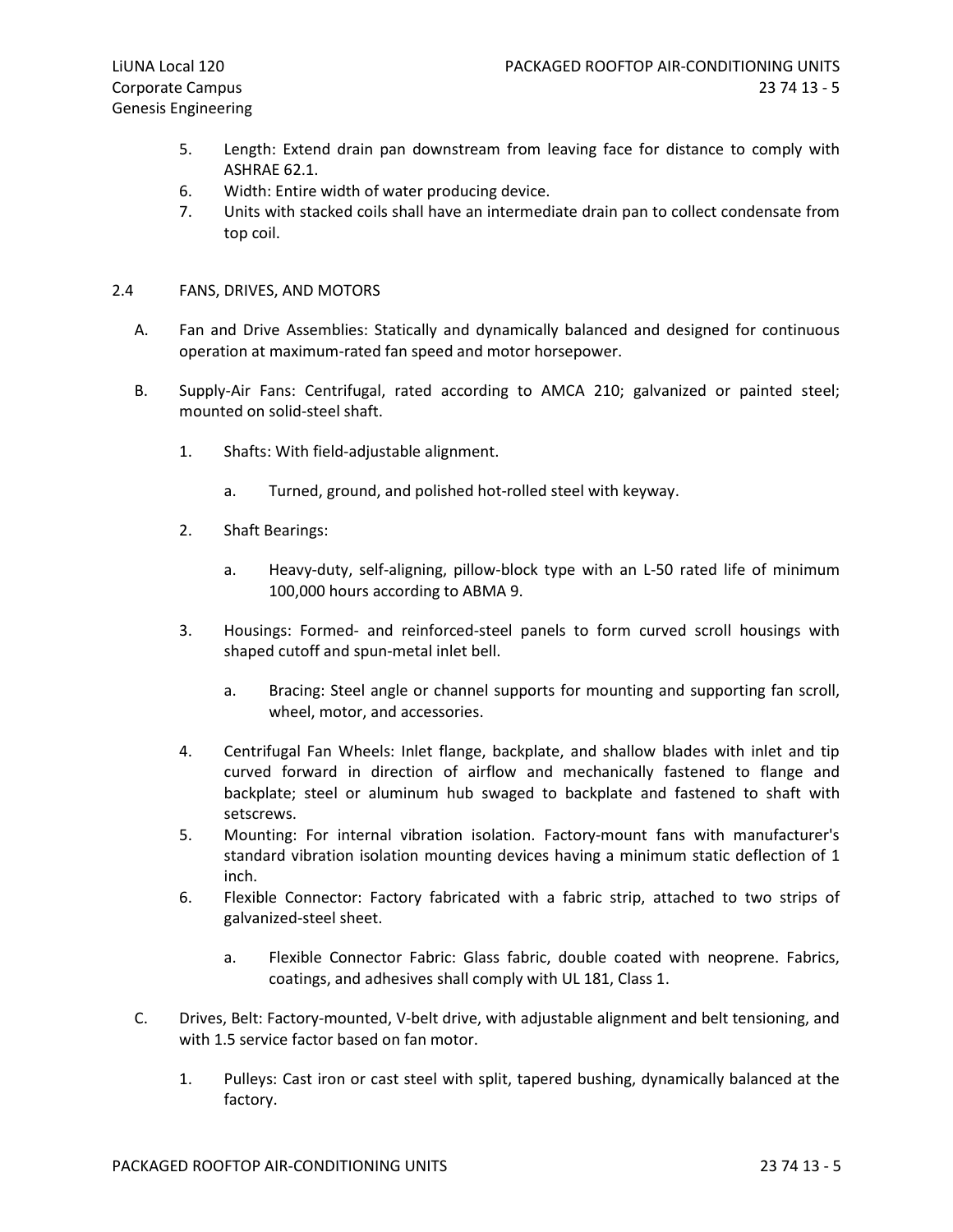5. Length: Extend drain pan downstream from leaving face for distance to comply with ASHRAE 62.1.
6. Width: Entire width of water producing device.
7. Units with stacked coils shall have an intermediate drain pan to collect condensate from top coil.

## 2.4 FANS, DRIVES, AND MOTORS

A. Fan and Drive Assemblies: Statically and dynamically balanced and designed for continuous operation at maximum-rated fan speed and motor horsepower.

B. Supply-Air Fans: Centrifugal, rated according to AMCA 210; galvanized or painted steel; mounted on solid-steel shaft.

1. Shafts: With field-adjustable alignment.

   a. Turned, ground, and polished hot-rolled steel with keyway.

2. Shaft Bearings:

   a. Heavy-duty, self-aligning, pillow-block type with an L-50 rated life of minimum 100,000 hours according to ABMA 9.

3. Housings: Formed- and reinforced-steel panels to form curved scroll housings with shaped cutoff and spun-metal inlet bell.

   a. Bracing: Steel angle or channel supports for mounting and supporting fan scroll, wheel, motor, and accessories.

4. Centrifugal Fan Wheels: Inlet flange, backplate, and shallow blades with inlet and tip curved forward in direction of airflow and mechanically fastened to flange and backplate; steel or aluminum hub swaged to backplate and fastened to shaft with setscrews.
5. Mounting: For internal vibration isolation. Factory-mount fans with manufacturer's standard vibration isolation mounting devices having a minimum static deflection of 1 inch.
6. Flexible Connector: Factory fabricated with a fabric strip, attached to two strips of galvanized-steel sheet.

   a. Flexible Connector Fabric: Glass fabric, double coated with neoprene. Fabrics, coatings, and adhesives shall comply with UL 181, Class 1.

C. Drives, Belt: Factory-mounted, V-belt drive, with adjustable alignment and belt tensioning, and with 1.5 service factor based on fan motor.

1. Pulleys: Cast iron or cast steel with split, tapered bushing, dynamically balanced at the factory.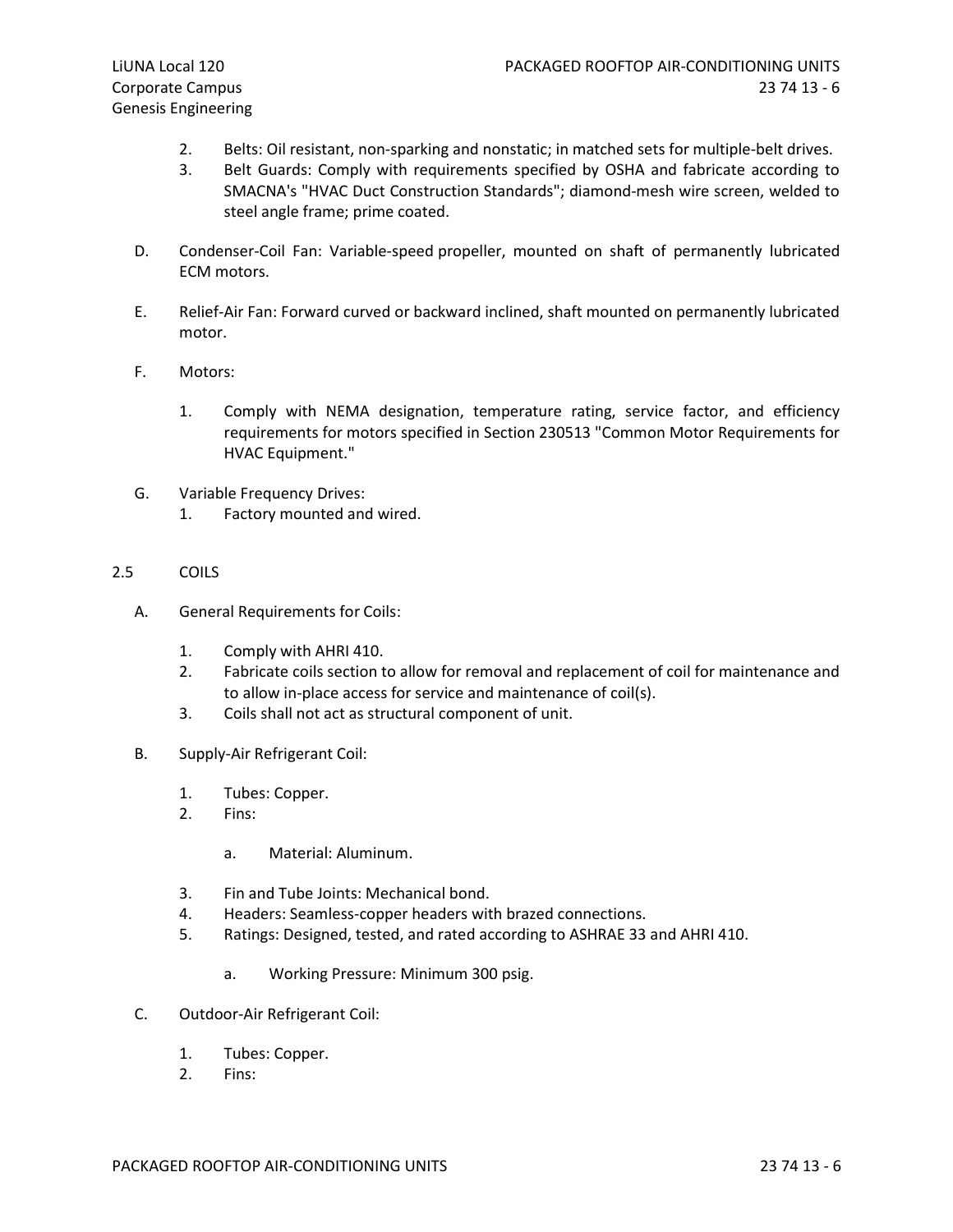2. Belts: Oil resistant, non-sparking and nonstatic; in matched sets for multiple-belt drives.
3. Belt Guards: Comply with requirements specified by OSHA and fabricate according to SMACNA's "HVAC Duct Construction Standards"; diamond-mesh wire screen, welded to steel angle frame; prime coated.

D. Condenser-Coil Fan: Variable-speed propeller, mounted on shaft of permanently lubricated ECM motors.

E. Relief-Air Fan: Forward curved or backward inclined, shaft mounted on permanently lubricated motor.

F. Motors:

1. Comply with NEMA designation, temperature rating, service factor, and efficiency requirements for motors specified in Section 230513 "Common Motor Requirements for HVAC Equipment."

G. Variable Frequency Drives:
1. Factory mounted and wired.

## 2.5 COILS

A. General Requirements for Coils:

1. Comply with AHRI 410.
2. Fabricate coils section to allow for removal and replacement of coil for maintenance and to allow in-place access for service and maintenance of coil(s).
3. Coils shall not act as structural component of unit.

B. Supply-Air Refrigerant Coil:

1. Tubes: Copper.
2. Fins:

   a. Material: Aluminum.

3. Fin and Tube Joints: Mechanical bond.
4. Headers: Seamless-copper headers with brazed connections.
5. Ratings: Designed, tested, and rated according to ASHRAE 33 and AHRI 410.

   a. Working Pressure: Minimum 300 psig.

C. Outdoor-Air Refrigerant Coil:

1. Tubes: Copper.
2. Fins: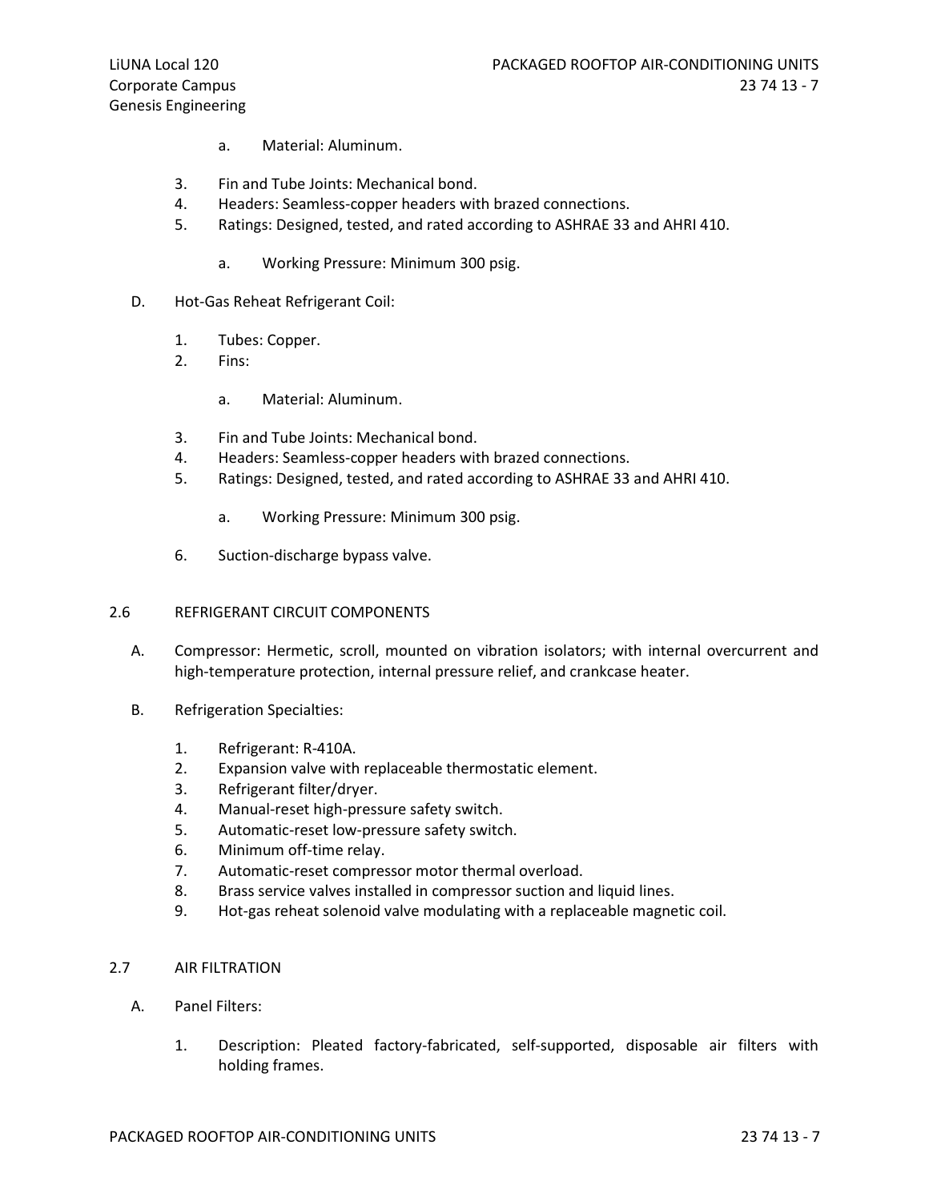a. Material: Aluminum.

3. Fin and Tube Joints: Mechanical bond.
4. Headers: Seamless-copper headers with brazed connections.
5. Ratings: Designed, tested, and rated according to ASHRAE 33 and AHRI 410.

   a. Working Pressure: Minimum 300 psig.

D. Hot-Gas Reheat Refrigerant Coil:

1. Tubes: Copper.
2. Fins:

   a. Material: Aluminum.

3. Fin and Tube Joints: Mechanical bond.
4. Headers: Seamless-copper headers with brazed connections.
5. Ratings: Designed, tested, and rated according to ASHRAE 33 and AHRI 410.

   a. Working Pressure: Minimum 300 psig.

6. Suction-discharge bypass valve.

## 2.6 REFRIGERANT CIRCUIT COMPONENTS

A. Compressor: Hermetic, scroll, mounted on vibration isolators; with internal overcurrent and high-temperature protection, internal pressure relief, and crankcase heater.

B. Refrigeration Specialties:

1. Refrigerant: R-410A.
2. Expansion valve with replaceable thermostatic element.
3. Refrigerant filter/dryer.
4. Manual-reset high-pressure safety switch.
5. Automatic-reset low-pressure safety switch.
6. Minimum off-time relay.
7. Automatic-reset compressor motor thermal overload.
8. Brass service valves installed in compressor suction and liquid lines.
9. Hot-gas reheat solenoid valve modulating with a replaceable magnetic coil.

## 2.7 AIR FILTRATION

A. Panel Filters:

1. Description: Pleated factory-fabricated, self-supported, disposable air filters with holding frames.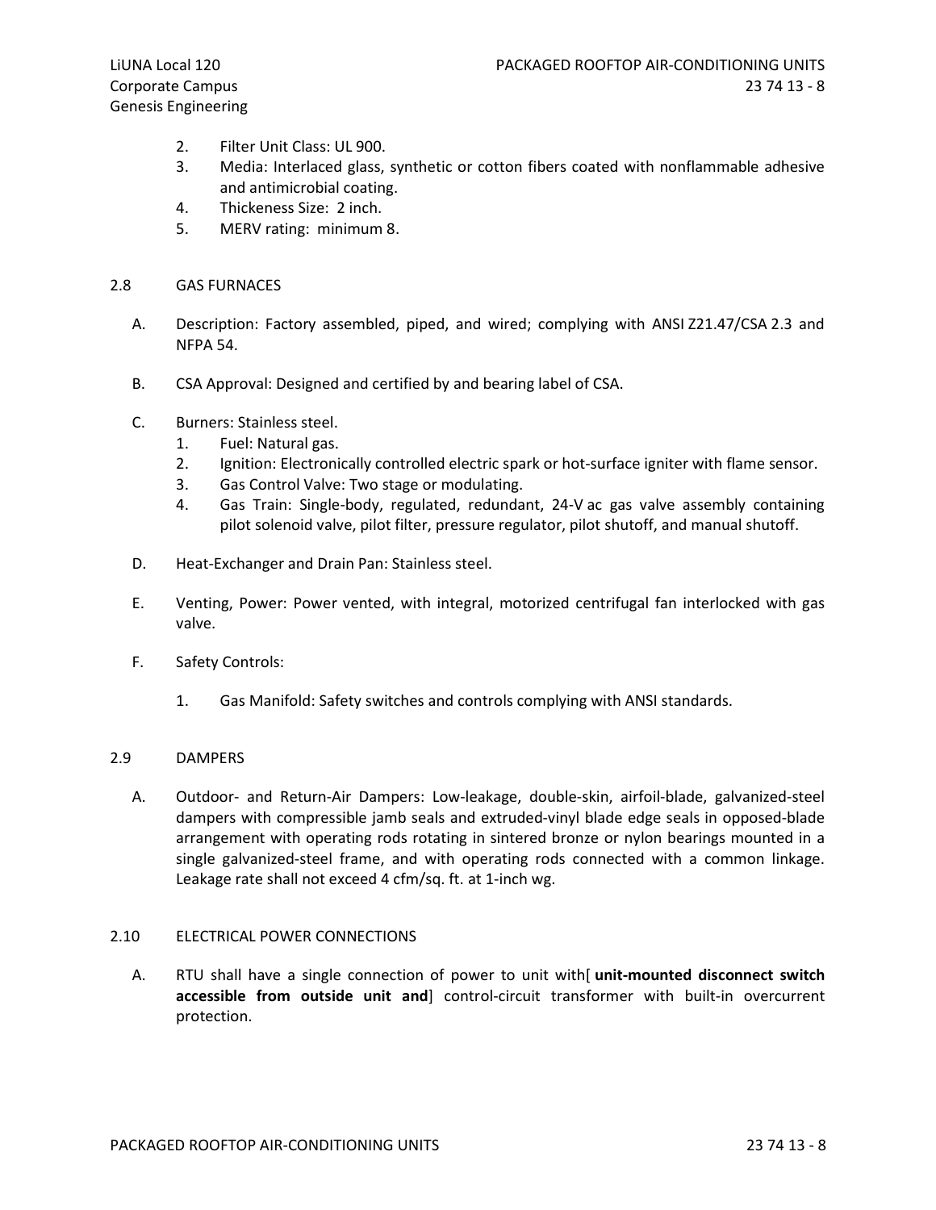2. Filter Unit Class: UL 900.
3. Media: Interlaced glass, synthetic or cotton fibers coated with nonflammable adhesive and antimicrobial coating.
4. Thickeness Size: 2 inch.
5. MERV rating: minimum 8.

## 2.8 GAS FURNACES

A. Description: Factory assembled, piped, and wired; complying with ANSI Z21.47/CSA 2.3 and NFPA 54.

B. CSA Approval: Designed and certified by and bearing label of CSA.

C. Burners: Stainless steel.
   1. Fuel: Natural gas.
   2. Ignition: Electronically controlled electric spark or hot-surface igniter with flame sensor.
   3. Gas Control Valve: Two stage or modulating.
   4. Gas Train: Single-body, regulated, redundant, 24-V ac gas valve assembly containing pilot solenoid valve, pilot filter, pressure regulator, pilot shutoff, and manual shutoff.

D. Heat-Exchanger and Drain Pan: Stainless steel.

E. Venting, Power: Power vented, with integral, motorized centrifugal fan interlocked with gas valve.

F. Safety Controls:

   1. Gas Manifold: Safety switches and controls complying with ANSI standards.

## 2.9 DAMPERS

A. Outdoor- and Return-Air Dampers: Low-leakage, double-skin, airfoil-blade, galvanized-steel dampers with compressible jamb seals and extruded-vinyl blade edge seals in opposed-blade arrangement with operating rods rotating in sintered bronze or nylon bearings mounted in a single galvanized-steel frame, and with operating rods connected with a common linkage. Leakage rate shall not exceed 4 cfm/sq. ft. at 1-inch wg.

## 2.10 ELECTRICAL POWER CONNECTIONS

A. RTU shall have a single connection of power to unit with[ **unit-mounted disconnect switch accessible from outside unit and**] control-circuit transformer with built-in overcurrent protection.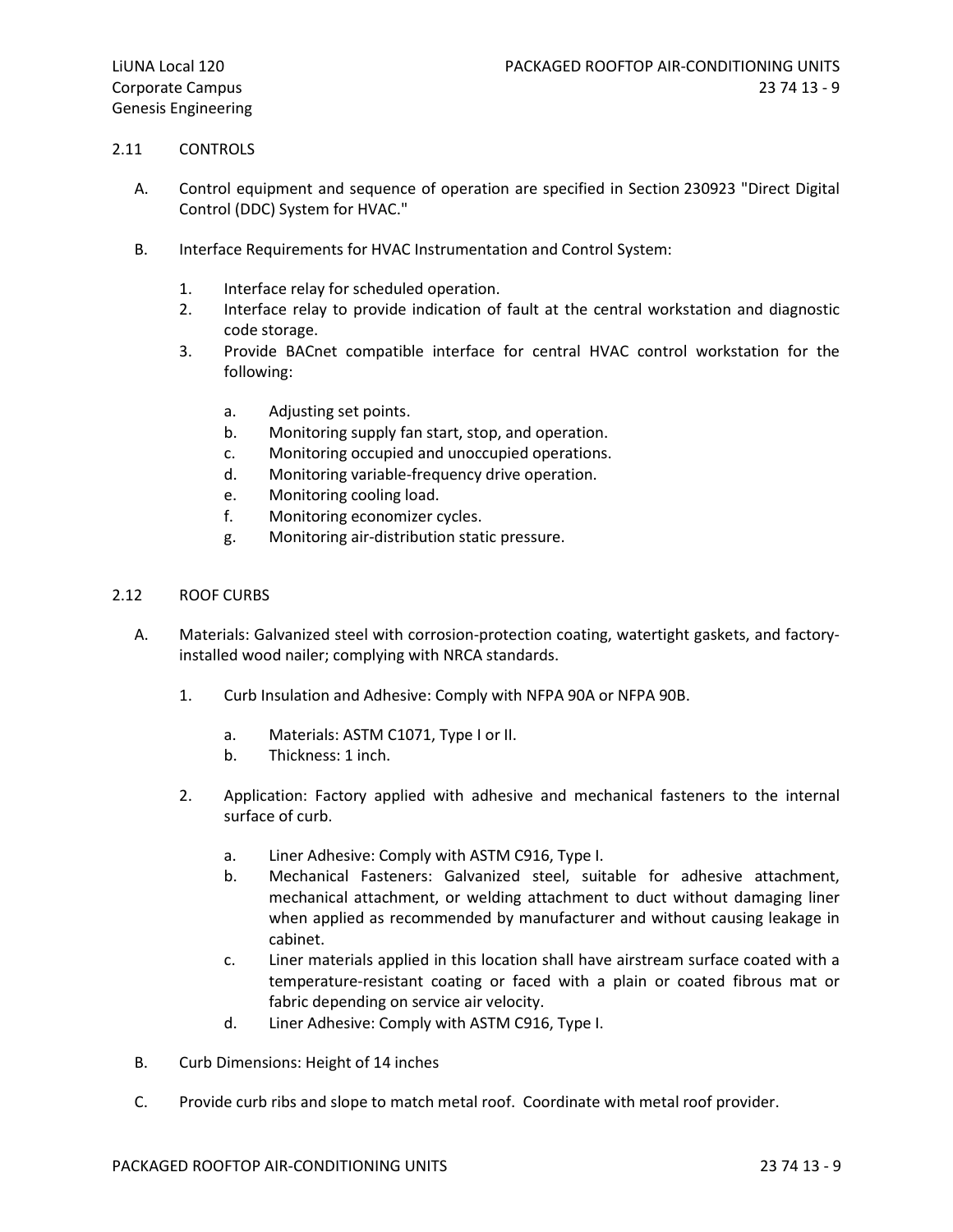## 2.11 CONTROLS

A. Control equipment and sequence of operation are specified in Section 230923 "Direct Digital Control (DDC) System for HVAC."

B. Interface Requirements for HVAC Instrumentation and Control System:

1. Interface relay for scheduled operation.
2. Interface relay to provide indication of fault at the central workstation and diagnostic code storage.
3. Provide BACnet compatible interface for central HVAC control workstation for the following:
   a. Adjusting set points.
   b. Monitoring supply fan start, stop, and operation.
   c. Monitoring occupied and unoccupied operations.
   d. Monitoring variable-frequency drive operation.
   e. Monitoring cooling load.
   f. Monitoring economizer cycles.
   g. Monitoring air-distribution static pressure.

## 2.12 ROOF CURBS

A. Materials: Galvanized steel with corrosion-protection coating, watertight gaskets, and factory-installed wood nailer; complying with NRCA standards.

1. Curb Insulation and Adhesive: Comply with NFPA 90A or NFPA 90B.
   a. Materials: ASTM C1071, Type I or II.
   b. Thickness: 1 inch.
2. Application: Factory applied with adhesive and mechanical fasteners to the internal surface of curb.
   a. Liner Adhesive: Comply with ASTM C916, Type I.
   b. Mechanical Fasteners: Galvanized steel, suitable for adhesive attachment, mechanical attachment, or welding attachment to duct without damaging liner when applied as recommended by manufacturer and without causing leakage in cabinet.
   c. Liner materials applied in this location shall have airstream surface coated with a temperature-resistant coating or faced with a plain or coated fibrous mat or fabric depending on service air velocity.
   d. Liner Adhesive: Comply with ASTM C916, Type I.

B. Curb Dimensions: Height of 14 inches

C. Provide curb ribs and slope to match metal roof. Coordinate with metal roof provider.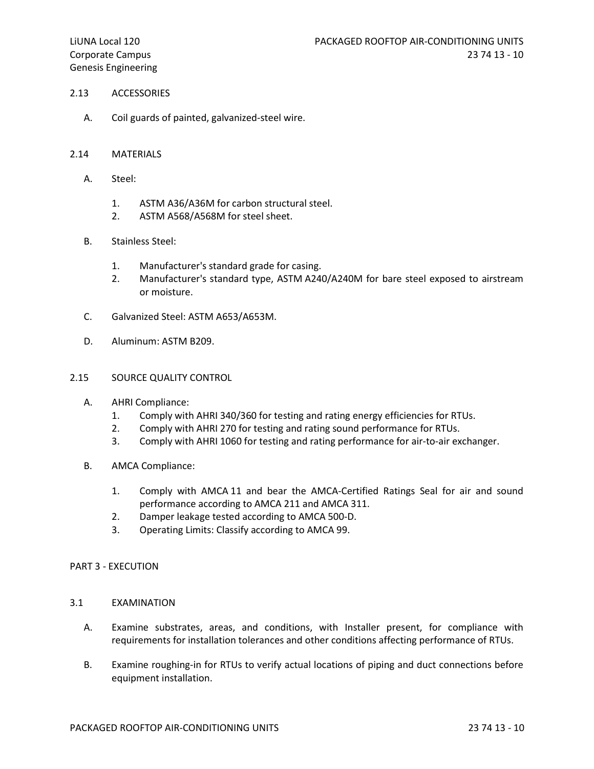## 2.13 ACCESSORIES

A. Coil guards of painted, galvanized-steel wire.

## 2.14 MATERIALS

A. Steel:

1. ASTM A36/A36M for carbon structural steel.
2. ASTM A568/A568M for steel sheet.

B. Stainless Steel:

1. Manufacturer's standard grade for casing.
2. Manufacturer's standard type, ASTM A240/A240M for bare steel exposed to airstream or moisture.

C. Galvanized Steel: ASTM A653/A653M.

D. Aluminum: ASTM B209.

## 2.15 SOURCE QUALITY CONTROL

A. AHRI Compliance:

1. Comply with AHRI 340/360 for testing and rating energy efficiencies for RTUs.
2. Comply with AHRI 270 for testing and rating sound performance for RTUs.
3. Comply with AHRI 1060 for testing and rating performance for air-to-air exchanger.

B. AMCA Compliance:

1. Comply with AMCA 11 and bear the AMCA-Certified Ratings Seal for air and sound performance according to AMCA 211 and AMCA 311.
2. Damper leakage tested according to AMCA 500-D.
3. Operating Limits: Classify according to AMCA 99.

# PART 3 - EXECUTION

## 3.1 EXAMINATION

A. Examine substrates, areas, and conditions, with Installer present, for compliance with requirements for installation tolerances and other conditions affecting performance of RTUs.

B. Examine roughing-in for RTUs to verify actual locations of piping and duct connections before equipment installation.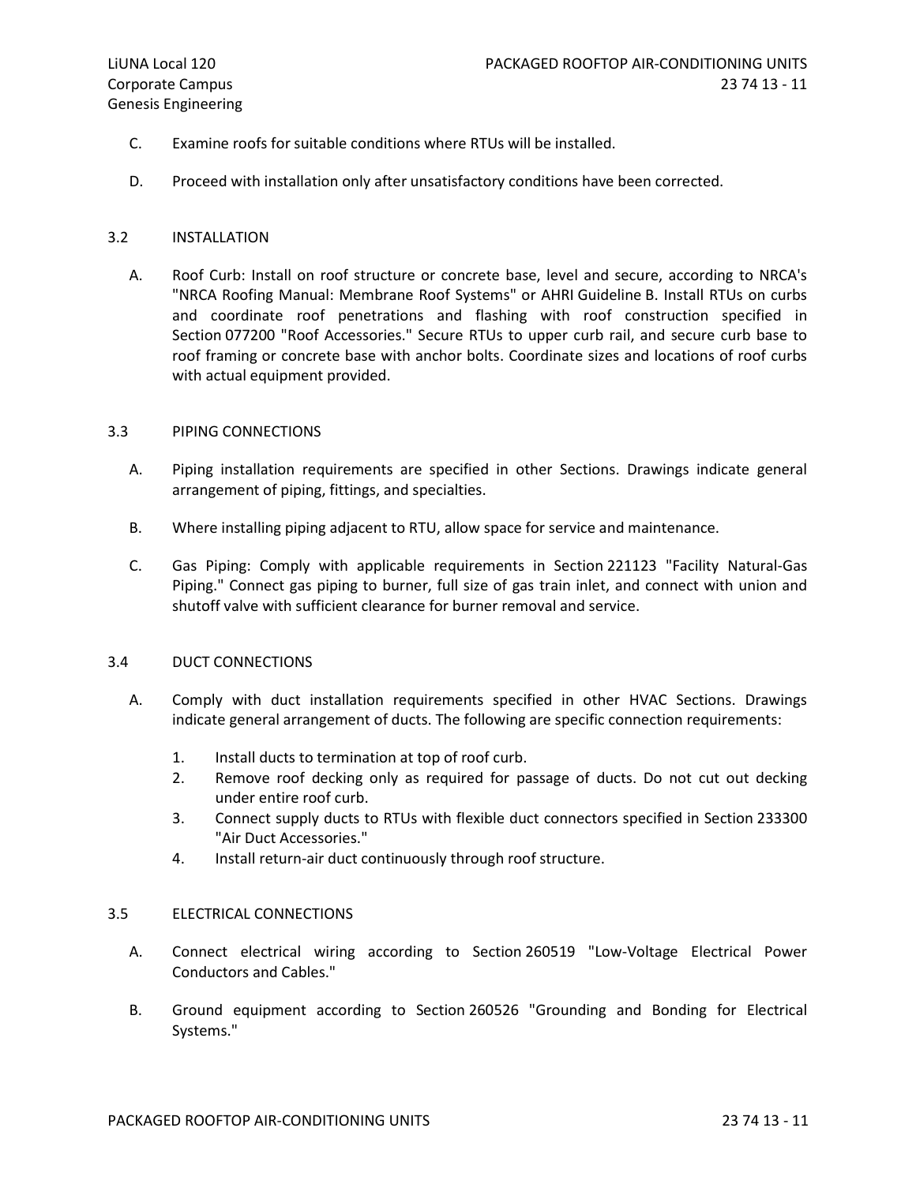C. Examine roofs for suitable conditions where RTUs will be installed.

D. Proceed with installation only after unsatisfactory conditions have been corrected.

## 3.2 INSTALLATION

A. Roof Curb: Install on roof structure or concrete base, level and secure, according to NRCA's "NRCA Roofing Manual: Membrane Roof Systems" or AHRI Guideline B. Install RTUs on curbs and coordinate roof penetrations and flashing with roof construction specified in Section 077200 "Roof Accessories." Secure RTUs to upper curb rail, and secure curb base to roof framing or concrete base with anchor bolts. Coordinate sizes and locations of roof curbs with actual equipment provided.

## 3.3 PIPING CONNECTIONS

A. Piping installation requirements are specified in other Sections. Drawings indicate general arrangement of piping, fittings, and specialties.

B. Where installing piping adjacent to RTU, allow space for service and maintenance.

C. Gas Piping: Comply with applicable requirements in Section 221123 "Facility Natural-Gas Piping." Connect gas piping to burner, full size of gas train inlet, and connect with union and shutoff valve with sufficient clearance for burner removal and service.

## 3.4 DUCT CONNECTIONS

A. Comply with duct installation requirements specified in other HVAC Sections. Drawings indicate general arrangement of ducts. The following are specific connection requirements:

1. Install ducts to termination at top of roof curb.
2. Remove roof decking only as required for passage of ducts. Do not cut out decking under entire roof curb.
3. Connect supply ducts to RTUs with flexible duct connectors specified in Section 233300 "Air Duct Accessories."
4. Install return-air duct continuously through roof structure.

## 3.5 ELECTRICAL CONNECTIONS

A. Connect electrical wiring according to Section 260519 "Low-Voltage Electrical Power Conductors and Cables."

B. Ground equipment according to Section 260526 "Grounding and Bonding for Electrical Systems."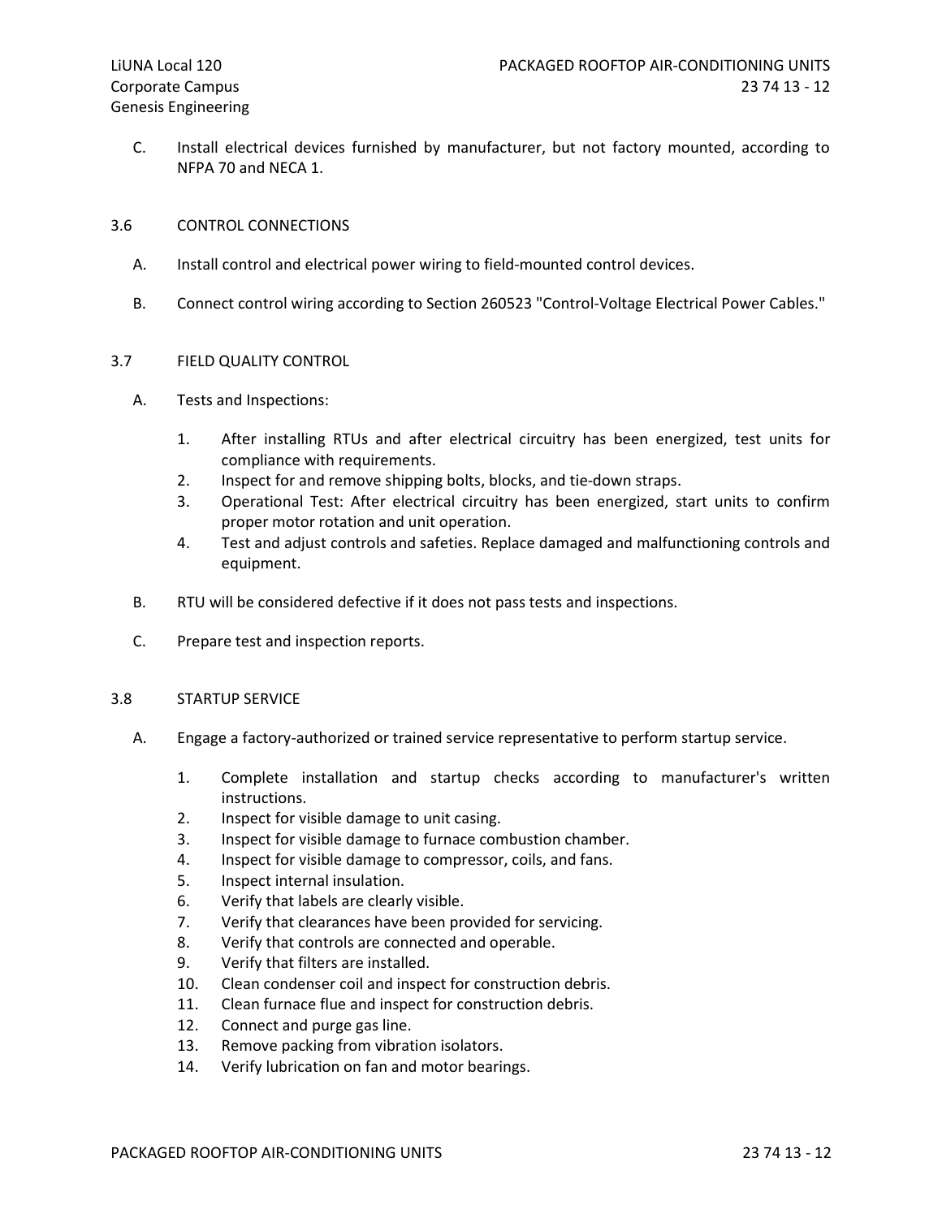C. Install electrical devices furnished by manufacturer, but not factory mounted, according to NFPA 70 and NECA 1.

## 3.6 CONTROL CONNECTIONS

A. Install control and electrical power wiring to field-mounted control devices.

B. Connect control wiring according to Section 260523 "Control-Voltage Electrical Power Cables."

## 3.7 FIELD QUALITY CONTROL

A. Tests and Inspections:

1. After installing RTUs and after electrical circuitry has been energized, test units for compliance with requirements.
2. Inspect for and remove shipping bolts, blocks, and tie-down straps.
3. Operational Test: After electrical circuitry has been energized, start units to confirm proper motor rotation and unit operation.
4. Test and adjust controls and safeties. Replace damaged and malfunctioning controls and equipment.

B. RTU will be considered defective if it does not pass tests and inspections.

C. Prepare test and inspection reports.

## 3.8 STARTUP SERVICE

A. Engage a factory-authorized or trained service representative to perform startup service.

1. Complete installation and startup checks according to manufacturer's written instructions.
2. Inspect for visible damage to unit casing.
3. Inspect for visible damage to furnace combustion chamber.
4. Inspect for visible damage to compressor, coils, and fans.
5. Inspect internal insulation.
6. Verify that labels are clearly visible.
7. Verify that clearances have been provided for servicing.
8. Verify that controls are connected and operable.
9. Verify that filters are installed.
10. Clean condenser coil and inspect for construction debris.
11. Clean furnace flue and inspect for construction debris.
12. Connect and purge gas line.
13. Remove packing from vibration isolators.
14. Verify lubrication on fan and motor bearings.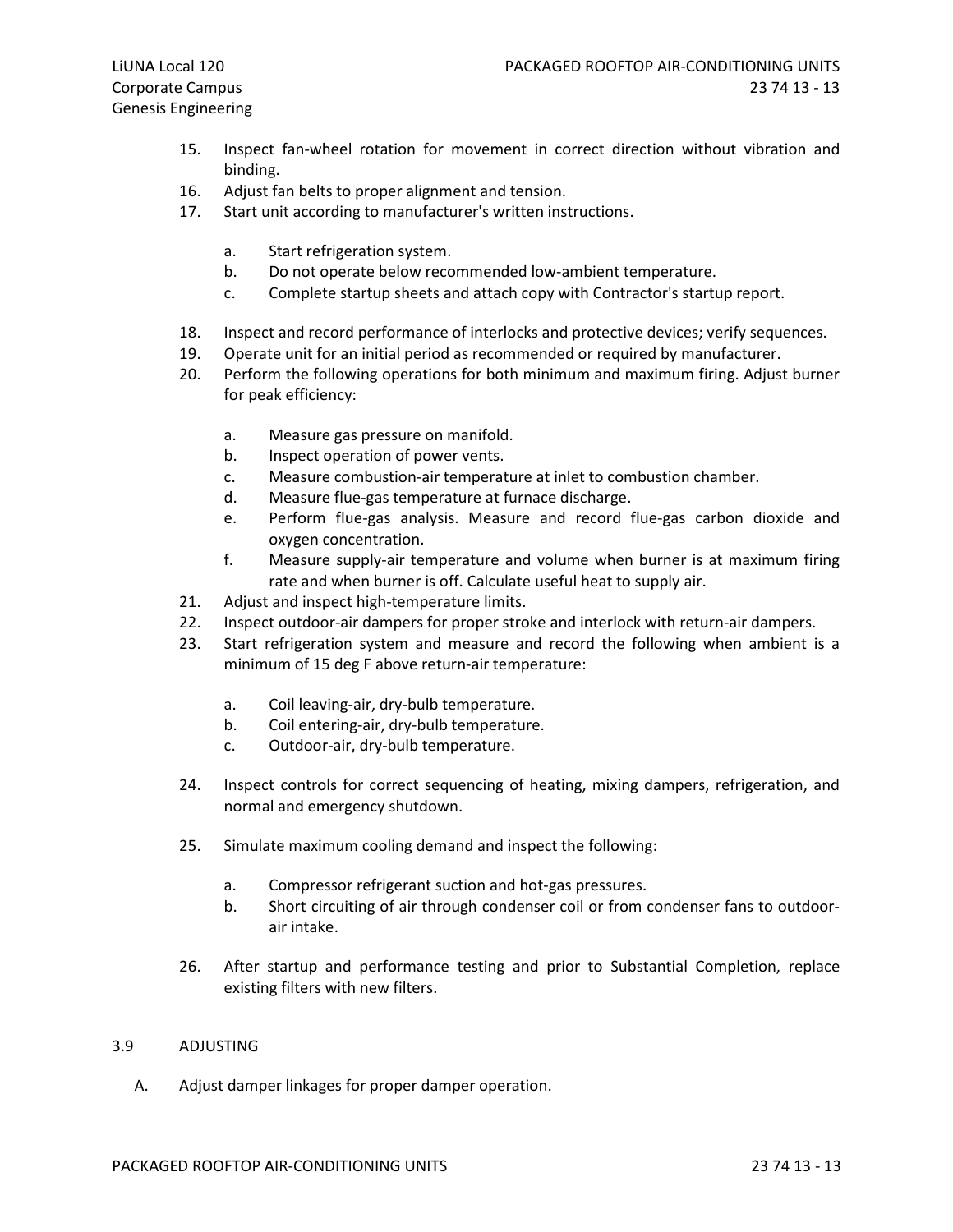15. Inspect fan-wheel rotation for movement in correct direction without vibration and binding.
16. Adjust fan belts to proper alignment and tension.
17. Start unit according to manufacturer's written instructions.

    a. Start refrigeration system.
    b. Do not operate below recommended low-ambient temperature.
    c. Complete startup sheets and attach copy with Contractor's startup report.

18. Inspect and record performance of interlocks and protective devices; verify sequences.
19. Operate unit for an initial period as recommended or required by manufacturer.
20. Perform the following operations for both minimum and maximum firing. Adjust burner for peak efficiency:

    a. Measure gas pressure on manifold.
    b. Inspect operation of power vents.
    c. Measure combustion-air temperature at inlet to combustion chamber.
    d. Measure flue-gas temperature at furnace discharge.
    e. Perform flue-gas analysis. Measure and record flue-gas carbon dioxide and oxygen concentration.
    f. Measure supply-air temperature and volume when burner is at maximum firing rate and when burner is off. Calculate useful heat to supply air.

21. Adjust and inspect high-temperature limits.
22. Inspect outdoor-air dampers for proper stroke and interlock with return-air dampers.
23. Start refrigeration system and measure and record the following when ambient is a minimum of 15 deg F above return-air temperature:

    a. Coil leaving-air, dry-bulb temperature.
    b. Coil entering-air, dry-bulb temperature.
    c. Outdoor-air, dry-bulb temperature.

24. Inspect controls for correct sequencing of heating, mixing dampers, refrigeration, and normal and emergency shutdown.

25. Simulate maximum cooling demand and inspect the following:

    a. Compressor refrigerant suction and hot-gas pressures.
    b. Short circuiting of air through condenser coil or from condenser fans to outdoor-air intake.

26. After startup and performance testing and prior to Substantial Completion, replace existing filters with new filters.

## 3.9 ADJUSTING

A. Adjust damper linkages for proper damper operation.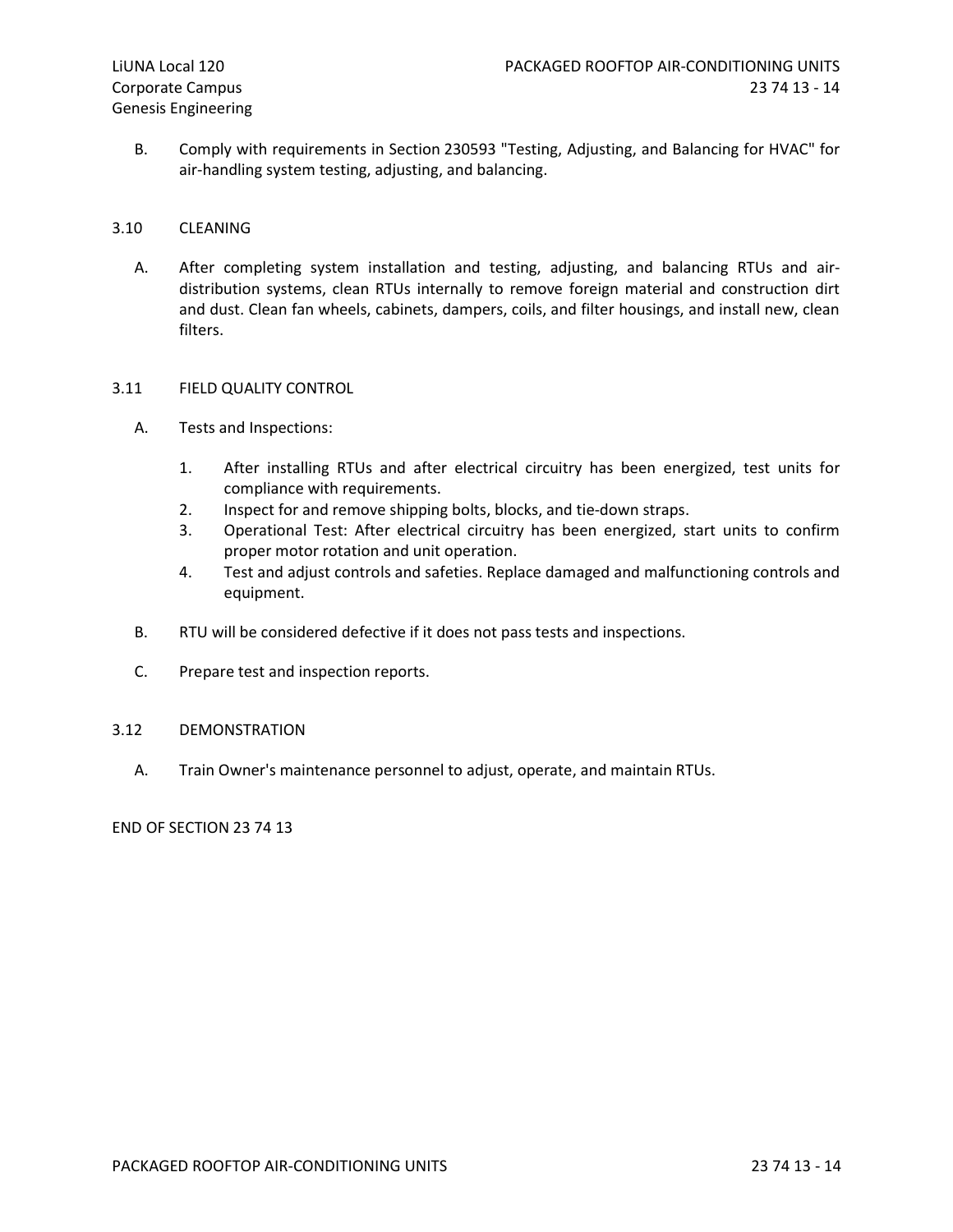B. Comply with requirements in Section 230593 "Testing, Adjusting, and Balancing for HVAC" for air-handling system testing, adjusting, and balancing.

## 3.10 CLEANING

A. After completing system installation and testing, adjusting, and balancing RTUs and air-distribution systems, clean RTUs internally to remove foreign material and construction dirt and dust. Clean fan wheels, cabinets, dampers, coils, and filter housings, and install new, clean filters.

## 3.11 FIELD QUALITY CONTROL

A. Tests and Inspections:

1. After installing RTUs and after electrical circuitry has been energized, test units for compliance with requirements.
2. Inspect for and remove shipping bolts, blocks, and tie-down straps.
3. Operational Test: After electrical circuitry has been energized, start units to confirm proper motor rotation and unit operation.
4. Test and adjust controls and safeties. Replace damaged and malfunctioning controls and equipment.

B. RTU will be considered defective if it does not pass tests and inspections.

C. Prepare test and inspection reports.

## 3.12 DEMONSTRATION

A. Train Owner's maintenance personnel to adjust, operate, and maintain RTUs.

END OF SECTION 23 74 13